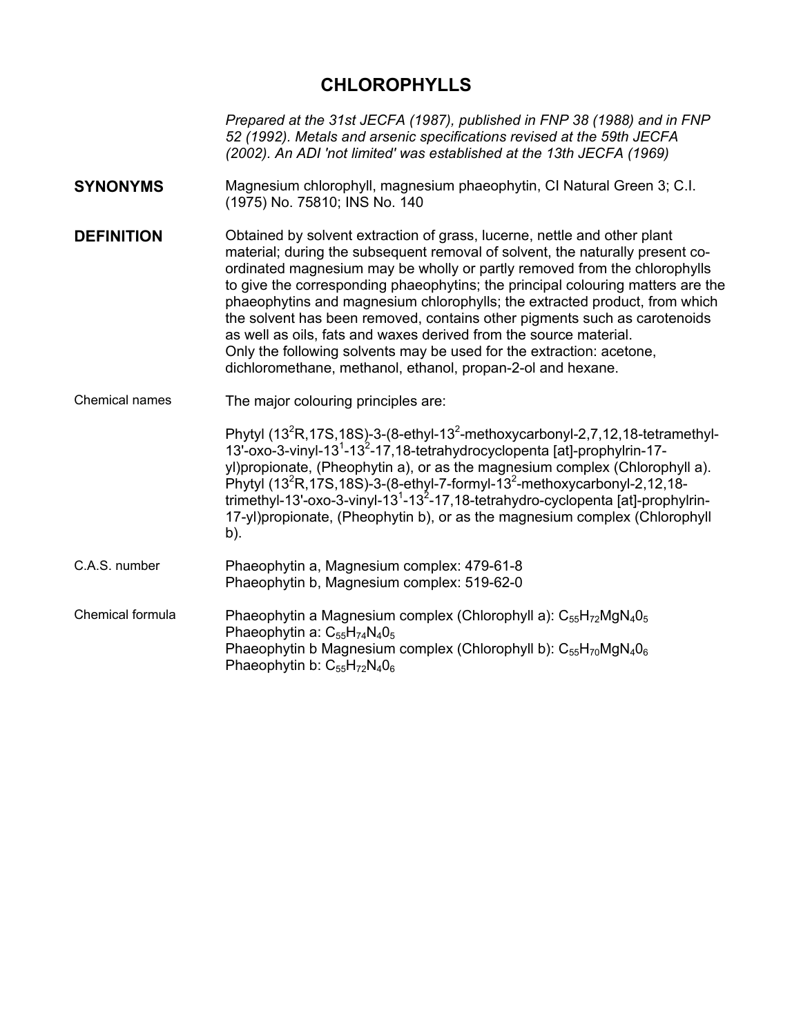# CHLOROPHYLLS

*Prepared at the 31st JECFA (1987), published in FNP 38 (1988) and in FNP 52 (1992). Metals and arsenic specifications revised at the 59th JECFA (2002). An ADI 'not limited' was established at the 13th JECFA (1969)*

**SYNONYMS**

Magnesium chlorophyll, magnesium phaeophytin, CI Natural Green 3; C.I. (1975) No. 75810; INS No. 140

**DEFINITION**

Obtained by solvent extraction of grass, lucerne, nettle and other plant material; during the subsequent removal of solvent, the naturally present co-ordinated magnesium may be wholly or partly removed from the chlorophylls to give the corresponding phaeophytins; the principal colouring matters are the phaeophytins and magnesium chlorophylls; the extracted product, from which the solvent has been removed, contains other pigments such as carotenoids as well as oils, fats and waxes derived from the source material.
Only the following solvents may be used for the extraction: acetone, dichloromethane, methanol, ethanol, propan-2-ol and hexane.

Chemical names

The major colouring principles are:

Phytyl ($13^2$R,17S,18S)-3-(8-ethyl-$13^2$-methoxycarbonyl-2,7,12,18-tetramethyl-13'-oxo-3-vinyl-$13^1$-$13^2$-17,18-tetrahydrocyclopenta [at]-prophylrin-17-yl)propionate, (Pheophytin a), or as the magnesium complex (Chlorophyll a).
Phytyl ($13^2$R,17S,18S)-3-(8-ethyl-7-formyl-$13^2$-methoxycarbonyl-2,12,18-trimethyl-13'-oxo-3-vinyl-$13^1$-$13^2$-17,18-tetrahydro-cyclopenta [at]-prophylrin-17-yl)propionate, (Pheophytin b), or as the magnesium complex (Chlorophyll b).

C.A.S. number

Phaeophytin a, Magnesium complex: 479-61-8
Phaeophytin b, Magnesium complex: 519-62-0

Chemical formula

Phaeophytin a Magnesium complex (Chlorophyll a): $C_{55}H_{72}MgN_4O_5$
Phaeophytin a: $C_{55}H_{74}N_4O_5$
Phaeophytin b Magnesium complex (Chlorophyll b): $C_{55}H_{70}MgN_4O_6$
Phaeophytin b: $C_{55}H_{72}N_4O_6$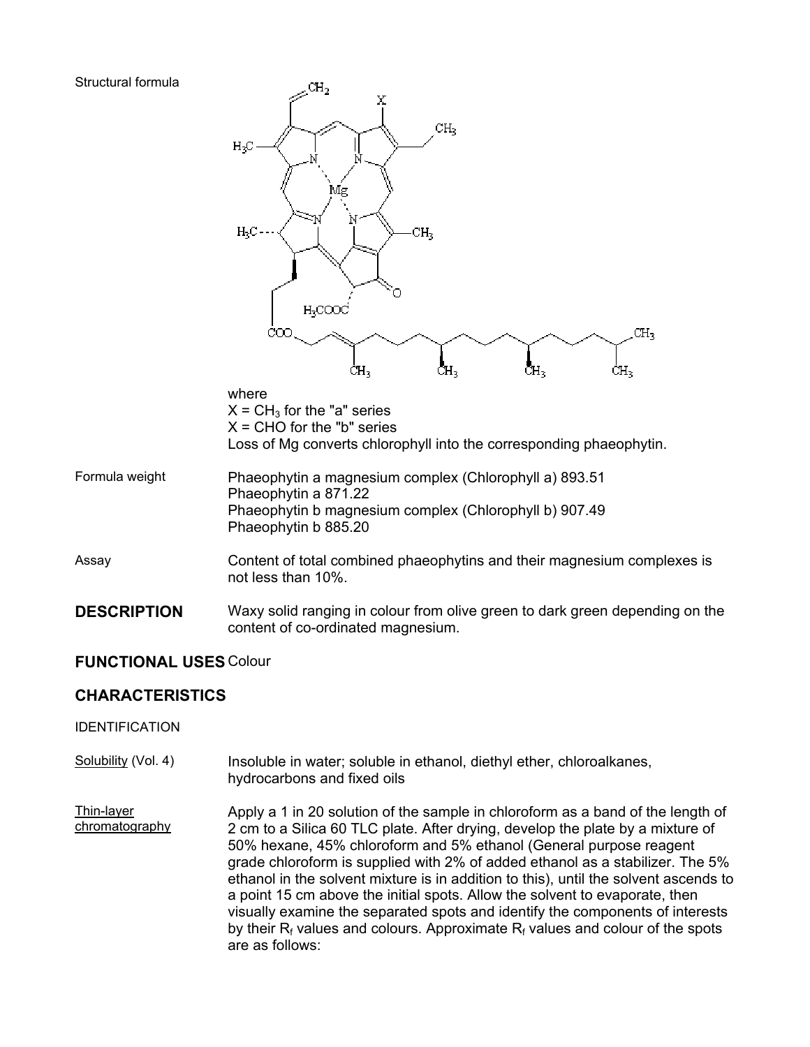Structural formula

where
X = $CH_3$ for the "a" series
X = CHO for the "b" series
Loss of Mg converts chlorophyll into the corresponding phaeophytin.

Formula weight

Phaeophytin a magnesium complex (Chlorophyll a) 893.51
Phaeophytin a 871.22
Phaeophytin b magnesium complex (Chlorophyll b) 907.49
Phaeophytin b 885.20

Assay

Content of total combined phaeophytins and their magnesium complexes is not less than 10%.

## DESCRIPTION

Waxy solid ranging in colour from olive green to dark green depending on the content of co-ordinated magnesium.

## FUNCTIONAL USES

Colour

## CHARACTERISTICS

IDENTIFICATION

Solubility (Vol. 4)

Insoluble in water; soluble in ethanol, diethyl ether, chloroalkanes, hydrocarbons and fixed oils

Thin-layer chromatography

Apply a 1 in 20 solution of the sample in chloroform as a band of the length of 2 cm to a Silica 60 TLC plate. After drying, develop the plate by a mixture of 50% hexane, 45% chloroform and 5% ethanol (General purpose reagent grade chloroform is supplied with 2% of added ethanol as a stabilizer. The 5% ethanol in the solvent mixture is in addition to this), until the solvent ascends to a point 15 cm above the initial spots. Allow the solvent to evaporate, then visually examine the separated spots and identify the components of interests by their $R_f$ values and colours. Approximate $R_f$ values and colour of the spots are as follows: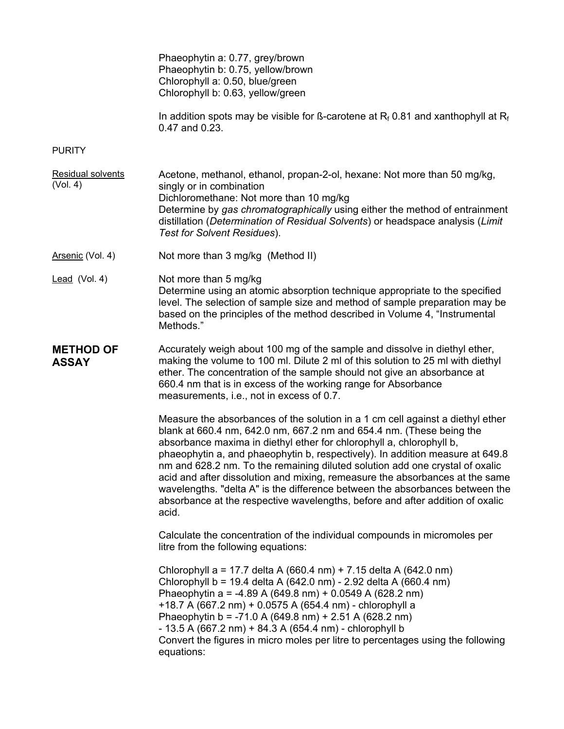Phaeophytin a: 0.77, grey/brown
Phaeophytin b: 0.75, yellow/brown
Chlorophyll a: 0.50, blue/green
Chlorophyll b: 0.63, yellow/green

In addition spots may be visible for ß-carotene at $R_f$ 0.81 and xanthophyll at $R_f$ 0.47 and 0.23.

PURITY

Residual solvents (Vol. 4)

Acetone, methanol, ethanol, propan-2-ol, hexane: Not more than 50 mg/kg, singly or in combination
Dichloromethane: Not more than 10 mg/kg
Determine by *gas chromatographically* using either the method of entrainment distillation (*Determination of Residual Solvents*) or headspace analysis (*Limit Test for Solvent Residues*).

Arsenic (Vol. 4)

Not more than 3 mg/kg (Method II)

Lead (Vol. 4)

Not more than 5 mg/kg
Determine using an atomic absorption technique appropriate to the specified level. The selection of sample size and method of sample preparation may be based on the principles of the method described in Volume 4, "Instrumental Methods."

## METHOD OF ASSAY

Accurately weigh about 100 mg of the sample and dissolve in diethyl ether, making the volume to 100 ml. Dilute 2 ml of this solution to 25 ml with diethyl ether. The concentration of the sample should not give an absorbance at 660.4 nm that is in excess of the working range for Absorbance measurements, i.e., not in excess of 0.7.

Measure the absorbances of the solution in a 1 cm cell against a diethyl ether blank at 660.4 nm, 642.0 nm, 667.2 nm and 654.4 nm. (These being the absorbance maxima in diethyl ether for chlorophyll a, chlorophyll b, phaeophytin a, and phaeophytin b, respectively). In addition measure at 649.8 nm and 628.2 nm. To the remaining diluted solution add one crystal of oxalic acid and after dissolution and mixing, remeasure the absorbances at the same wavelengths. "delta A" is the difference between the absorbances between the absorbance at the respective wavelengths, before and after addition of oxalic acid.

Calculate the concentration of the individual compounds in micromoles per litre from the following equations:

Chlorophyll a = 17.7 delta A (660.4 nm) + 7.15 delta A (642.0 nm)
Chlorophyll b = 19.4 delta A (642.0 nm) - 2.92 delta A (660.4 nm)
Phaeophytin a = -4.89 A (649.8 nm) + 0.0549 A (628.2 nm) +18.7 A (667.2 nm) + 0.0575 A (654.4 nm) - chlorophyll a
Phaeophytin b = -71.0 A (649.8 nm) + 2.51 A (628.2 nm) - 13.5 A (667.2 nm) + 84.3 A (654.4 nm) - chlorophyll b

Convert the figures in micro moles per litre to percentages using the following equations: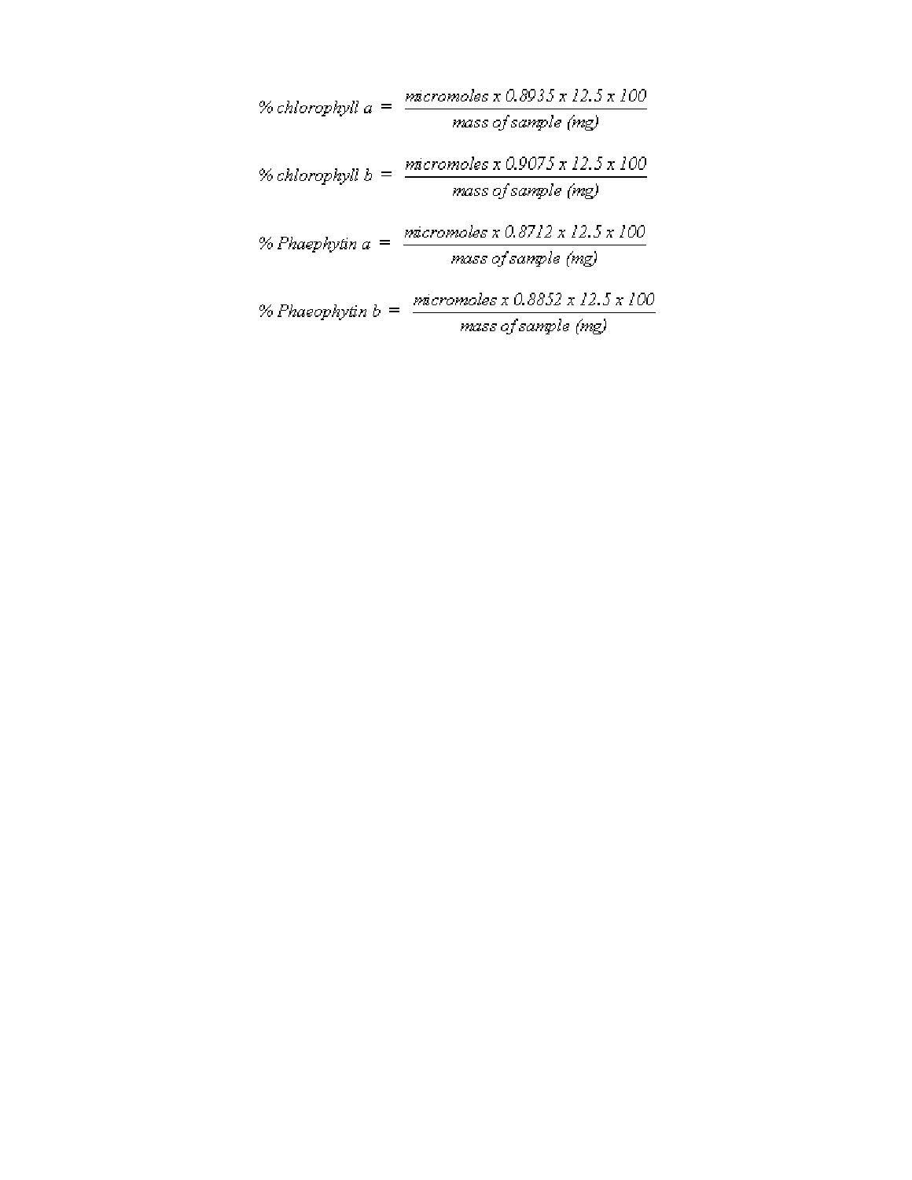$$\% \, chlorophyll \; a = \frac{micromoles \times 0.8935 \times 12.5 \times 100}{mass \; of \; sample \; (mg)}$$

$$\% \, chlorophyll \; b = \frac{micromoles \times 0.9075 \times 12.5 \times 100}{mass \; of \; sample \; (mg)}$$

$$\% \, Phaephytin \; a = \frac{micromoles \times 0.8712 \times 12.5 \times 100}{mass \; of \; sample \; (mg)}$$

$$\% \, Phaeophytin \; b = \frac{micromoles \times 0.8852 \times 12.5 \times 100}{mass \; of \; sample \; (mg)}$$